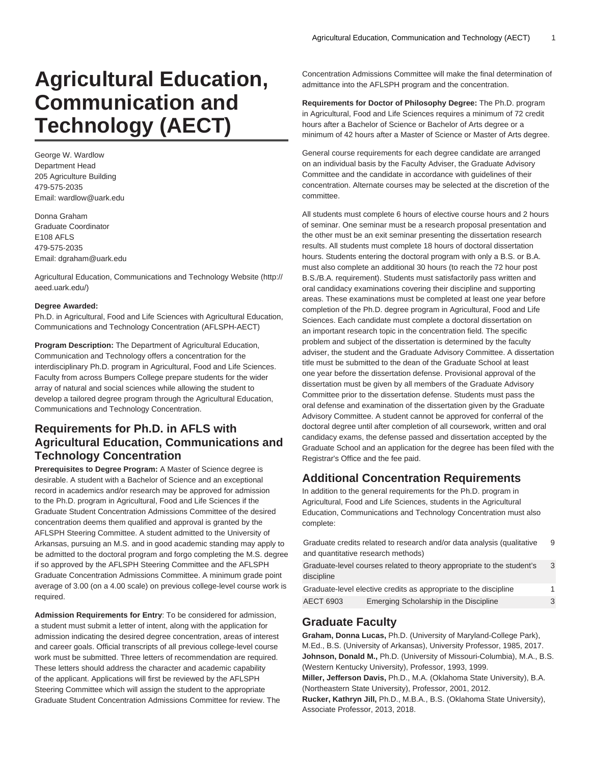# Agricultural Education, Communication and Technology (AECT)

George W. Wardlow
Department Head
205 Agriculture Building
479-575-2035
Email: wardlow@uark.edu

Donna Graham
Graduate Coordinator
E108 AFLS
479-575-2035
Email: dgraham@uark.edu

Agricultural Education, Communications and Technology Website (http://aeed.uark.edu/)

**Degree Awarded:**
Ph.D. in Agricultural, Food and Life Sciences with Agricultural Education, Communications and Technology Concentration (AFLSPH-AECT)

**Program Description:** The Department of Agricultural Education, Communication and Technology offers a concentration for the interdisciplinary Ph.D. program in Agricultural, Food and Life Sciences. Faculty from across Bumpers College prepare students for the wider array of natural and social sciences while allowing the student to develop a tailored degree program through the Agricultural Education, Communications and Technology Concentration.

## Requirements for Ph.D. in AFLS with Agricultural Education, Communications and Technology Concentration

**Prerequisites to Degree Program:** A Master of Science degree is desirable. A student with a Bachelor of Science and an exceptional record in academics and/or research may be approved for admission to the Ph.D. program in Agricultural, Food and Life Sciences if the Graduate Student Concentration Admissions Committee of the desired concentration deems them qualified and approval is granted by the AFLSPH Steering Committee. A student admitted to the University of Arkansas, pursuing an M.S. and in good academic standing may apply to be admitted to the doctoral program and forgo completing the M.S. degree if so approved by the AFLSPH Steering Committee and the AFLSPH Graduate Concentration Admissions Committee. A minimum grade point average of 3.00 (on a 4.00 scale) on previous college-level course work is required.

**Admission Requirements for Entry**: To be considered for admission, a student must submit a letter of intent, along with the application for admission indicating the desired degree concentration, areas of interest and career goals. Official transcripts of all previous college-level course work must be submitted. Three letters of recommendation are required. These letters should address the character and academic capability of the applicant. Applications will first be reviewed by the AFLSPH Steering Committee which will assign the student to the appropriate Graduate Student Concentration Admissions Committee for review. The Concentration Admissions Committee will make the final determination of admittance into the AFLSPH program and the concentration.

**Requirements for Doctor of Philosophy Degree:** The Ph.D. program in Agricultural, Food and Life Sciences requires a minimum of 72 credit hours after a Bachelor of Science or Bachelor of Arts degree or a minimum of 42 hours after a Master of Science or Master of Arts degree.

General course requirements for each degree candidate are arranged on an individual basis by the Faculty Adviser, the Graduate Advisory Committee and the candidate in accordance with guidelines of their concentration. Alternate courses may be selected at the discretion of the committee.

All students must complete 6 hours of elective course hours and 2 hours of seminar. One seminar must be a research proposal presentation and the other must be an exit seminar presenting the dissertation research results. All students must complete 18 hours of doctoral dissertation hours. Students entering the doctoral program with only a B.S. or B.A. must also complete an additional 30 hours (to reach the 72 hour post B.S./B.A. requirement). Students must satisfactorily pass written and oral candidacy examinations covering their discipline and supporting areas. These examinations must be completed at least one year before completion of the Ph.D. degree program in Agricultural, Food and Life Sciences. Each candidate must complete a doctoral dissertation on an important research topic in the concentration field. The specific problem and subject of the dissertation is determined by the faculty adviser, the student and the Graduate Advisory Committee. A dissertation title must be submitted to the dean of the Graduate School at least one year before the dissertation defense. Provisional approval of the dissertation must be given by all members of the Graduate Advisory Committee prior to the dissertation defense. Students must pass the oral defense and examination of the dissertation given by the Graduate Advisory Committee. A student cannot be approved for conferral of the doctoral degree until after completion of all coursework, written and oral candidacy exams, the defense passed and dissertation accepted by the Graduate School and an application for the degree has been filed with the Registrar's Office and the fee paid.

## Additional Concentration Requirements

In addition to the general requirements for the Ph.D. program in Agricultural, Food and Life Sciences, students in the Agricultural Education, Communications and Technology Concentration must also complete:

| | | |
|---|---|---|
| Graduate credits related to research and/or data analysis (qualitative and quantitative research methods) | | 9 |
| Graduate-level courses related to theory appropriate to the student's discipline | | 3 |
| Graduate-level elective credits as appropriate to the discipline | | 1 |
| AECT 6903 | Emerging Scholarship in the Discipline | 3 |

## Graduate Faculty

**Graham, Donna Lucas,** Ph.D. (University of Maryland-College Park), M.Ed., B.S. (University of Arkansas), University Professor, 1985, 2017.
**Johnson, Donald M.,** Ph.D. (University of Missouri-Columbia), M.A., B.S. (Western Kentucky University), Professor, 1993, 1999.
**Miller, Jefferson Davis,** Ph.D., M.A. (Oklahoma State University), B.A. (Northeastern State University), Professor, 2001, 2012.
**Rucker, Kathryn Jill,** Ph.D., M.B.A., B.S. (Oklahoma State University), Associate Professor, 2013, 2018.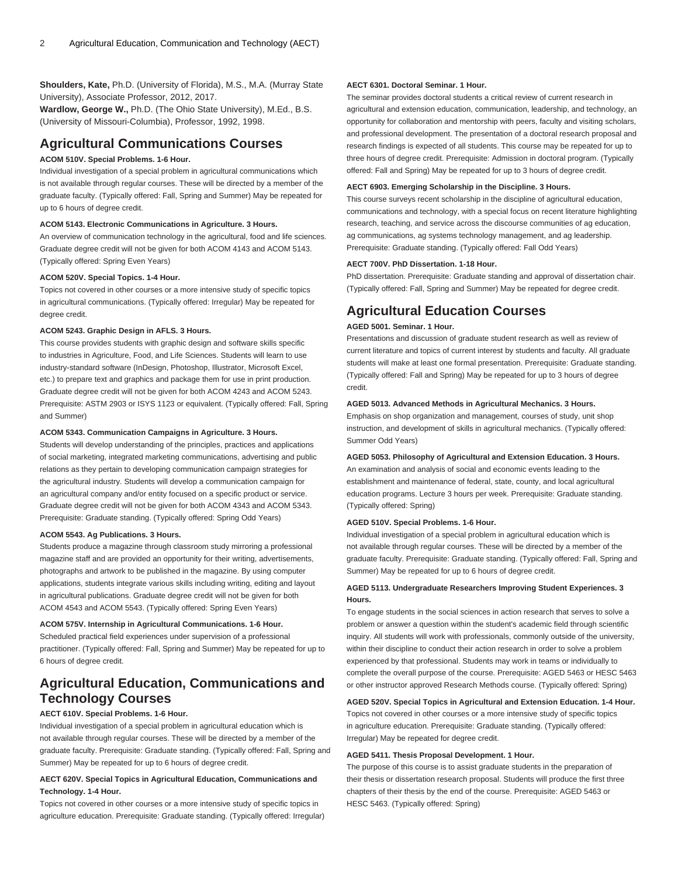**Shoulders, Kate,** Ph.D. (University of Florida), M.S., M.A. (Murray State University), Associate Professor, 2012, 2017.
**Wardlow, George W.,** Ph.D. (The Ohio State University), M.Ed., B.S. (University of Missouri-Columbia), Professor, 1992, 1998.

## Agricultural Communications Courses

**ACOM 510V. Special Problems. 1-6 Hour.**
Individual investigation of a special problem in agricultural communications which is not available through regular courses. These will be directed by a member of the graduate faculty. (Typically offered: Fall, Spring and Summer) May be repeated for up to 6 hours of degree credit.

**ACOM 5143. Electronic Communications in Agriculture. 3 Hours.**
An overview of communication technology in the agricultural, food and life sciences. Graduate degree credit will not be given for both ACOM 4143 and ACOM 5143. (Typically offered: Spring Even Years)

**ACOM 520V. Special Topics. 1-4 Hour.**
Topics not covered in other courses or a more intensive study of specific topics in agricultural communications. (Typically offered: Irregular) May be repeated for degree credit.

**ACOM 5243. Graphic Design in AFLS. 3 Hours.**
This course provides students with graphic design and software skills specific to industries in Agriculture, Food, and Life Sciences. Students will learn to use industry-standard software (InDesign, Photoshop, Illustrator, Microsoft Excel, etc.) to prepare text and graphics and package them for use in print production. Graduate degree credit will not be given for both ACOM 4243 and ACOM 5243. Prerequisite: ASTM 2903 or ISYS 1123 or equivalent. (Typically offered: Fall, Spring and Summer)

**ACOM 5343. Communication Campaigns in Agriculture. 3 Hours.**
Students will develop understanding of the principles, practices and applications of social marketing, integrated marketing communications, advertising and public relations as they pertain to developing communication campaign strategies for the agricultural industry. Students will develop a communication campaign for an agricultural company and/or entity focused on a specific product or service. Graduate degree credit will not be given for both ACOM 4343 and ACOM 5343. Prerequisite: Graduate standing. (Typically offered: Spring Odd Years)

**ACOM 5543. Ag Publications. 3 Hours.**
Students produce a magazine through classroom study mirroring a professional magazine staff and are provided an opportunity for their writing, advertisements, photographs and artwork to be published in the magazine. By using computer applications, students integrate various skills including writing, editing and layout in agricultural publications. Graduate degree credit will not be given for both ACOM 4543 and ACOM 5543. (Typically offered: Spring Even Years)

**ACOM 575V. Internship in Agricultural Communications. 1-6 Hour.**
Scheduled practical field experiences under supervision of a professional practitioner. (Typically offered: Fall, Spring and Summer) May be repeated for up to 6 hours of degree credit.

## Agricultural Education, Communications and Technology Courses

**AECT 610V. Special Problems. 1-6 Hour.**
Individual investigation of a special problem in agricultural education which is not available through regular courses. These will be directed by a member of the graduate faculty. Prerequisite: Graduate standing. (Typically offered: Fall, Spring and Summer) May be repeated for up to 6 hours of degree credit.

**AECT 620V. Special Topics in Agricultural Education, Communications and Technology. 1-4 Hour.**
Topics not covered in other courses or a more intensive study of specific topics in agriculture education. Prerequisite: Graduate standing. (Typically offered: Irregular)

**AECT 6301. Doctoral Seminar. 1 Hour.**
The seminar provides doctoral students a critical review of current research in agricultural and extension education, communication, leadership, and technology, an opportunity for collaboration and mentorship with peers, faculty and visiting scholars, and professional development. The presentation of a doctoral research proposal and research findings is expected of all students. This course may be repeated for up to three hours of degree credit. Prerequisite: Admission in doctoral program. (Typically offered: Fall and Spring) May be repeated for up to 3 hours of degree credit.

**AECT 6903. Emerging Scholarship in the Discipline. 3 Hours.**
This course surveys recent scholarship in the discipline of agricultural education, communications and technology, with a special focus on recent literature highlighting research, teaching, and service across the discourse communities of ag education, ag communications, ag systems technology management, and ag leadership. Prerequisite: Graduate standing. (Typically offered: Fall Odd Years)

**AECT 700V. PhD Dissertation. 1-18 Hour.**
PhD dissertation. Prerequisite: Graduate standing and approval of dissertation chair. (Typically offered: Fall, Spring and Summer) May be repeated for degree credit.

## Agricultural Education Courses

**AGED 5001. Seminar. 1 Hour.**
Presentations and discussion of graduate student research as well as review of current literature and topics of current interest by students and faculty. All graduate students will make at least one formal presentation. Prerequisite: Graduate standing. (Typically offered: Fall and Spring) May be repeated for up to 3 hours of degree credit.

**AGED 5013. Advanced Methods in Agricultural Mechanics. 3 Hours.**
Emphasis on shop organization and management, courses of study, unit shop instruction, and development of skills in agricultural mechanics. (Typically offered: Summer Odd Years)

**AGED 5053. Philosophy of Agricultural and Extension Education. 3 Hours.**
An examination and analysis of social and economic events leading to the establishment and maintenance of federal, state, county, and local agricultural education programs. Lecture 3 hours per week. Prerequisite: Graduate standing. (Typically offered: Spring)

**AGED 510V. Special Problems. 1-6 Hour.**
Individual investigation of a special problem in agricultural education which is not available through regular courses. These will be directed by a member of the graduate faculty. Prerequisite: Graduate standing. (Typically offered: Fall, Spring and Summer) May be repeated for up to 6 hours of degree credit.

**AGED 5113. Undergraduate Researchers Improving Student Experiences. 3 Hours.**
To engage students in the social sciences in action research that serves to solve a problem or answer a question within the student's academic field through scientific inquiry. All students will work with professionals, commonly outside of the university, within their discipline to conduct their action research in order to solve a problem experienced by that professional. Students may work in teams or individually to complete the overall purpose of the course. Prerequisite: AGED 5463 or HESC 5463 or other instructor approved Research Methods course. (Typically offered: Spring)

**AGED 520V. Special Topics in Agricultural and Extension Education. 1-4 Hour.**
Topics not covered in other courses or a more intensive study of specific topics in agriculture education. Prerequisite: Graduate standing. (Typically offered: Irregular) May be repeated for degree credit.

**AGED 5411. Thesis Proposal Development. 1 Hour.**
The purpose of this course is to assist graduate students in the preparation of their thesis or dissertation research proposal. Students will produce the first three chapters of their thesis by the end of the course. Prerequisite: AGED 5463 or HESC 5463. (Typically offered: Spring)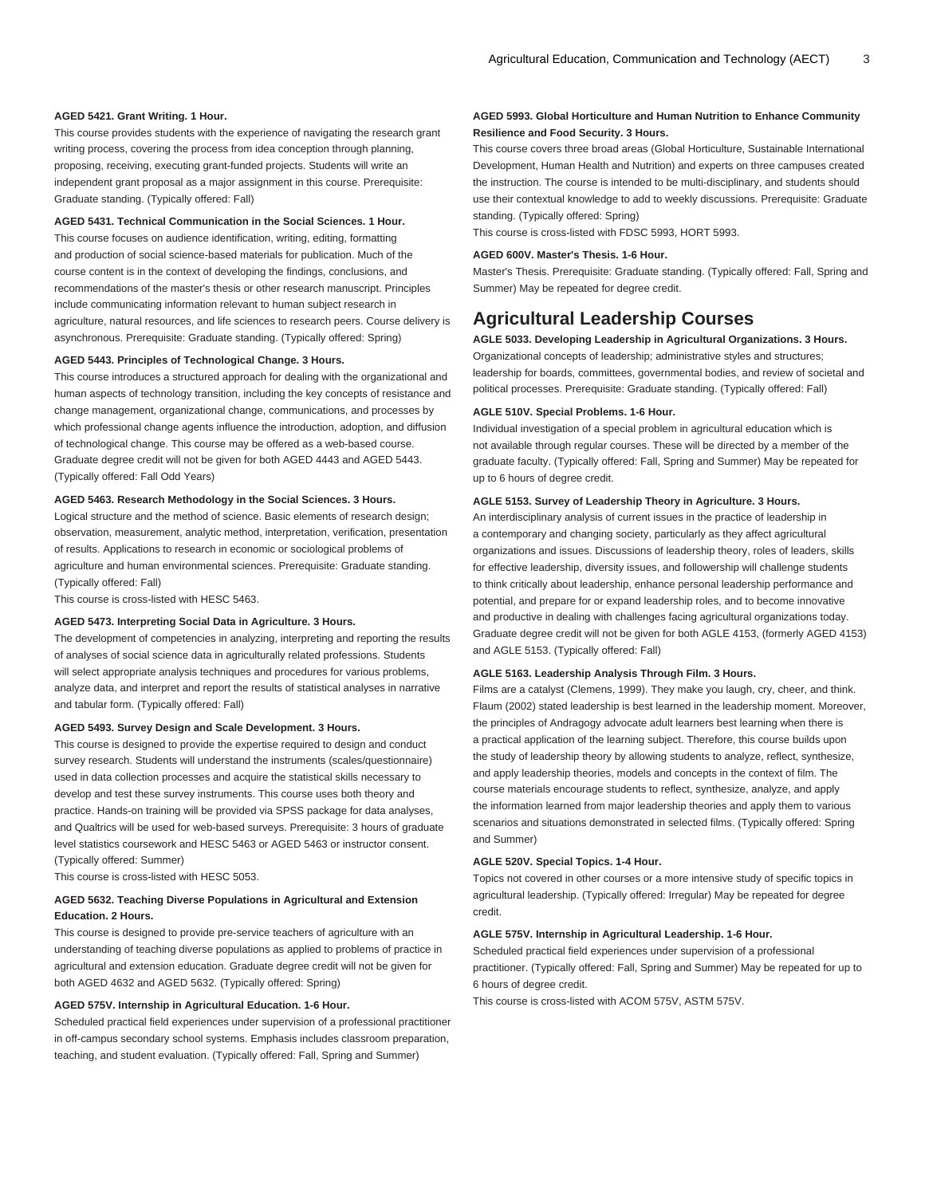**AGED 5421. Grant Writing. 1 Hour.**

This course provides students with the experience of navigating the research grant writing process, covering the process from idea conception through planning, proposing, receiving, executing grant-funded projects. Students will write an independent grant proposal as a major assignment in this course. Prerequisite: Graduate standing. (Typically offered: Fall)

**AGED 5431. Technical Communication in the Social Sciences. 1 Hour.**

This course focuses on audience identification, writing, editing, formatting and production of social science-based materials for publication. Much of the course content is in the context of developing the findings, conclusions, and recommendations of the master's thesis or other research manuscript. Principles include communicating information relevant to human subject research in agriculture, natural resources, and life sciences to research peers. Course delivery is asynchronous. Prerequisite: Graduate standing. (Typically offered: Spring)

**AGED 5443. Principles of Technological Change. 3 Hours.**

This course introduces a structured approach for dealing with the organizational and human aspects of technology transition, including the key concepts of resistance and change management, organizational change, communications, and processes by which professional change agents influence the introduction, adoption, and diffusion of technological change. This course may be offered as a web-based course. Graduate degree credit will not be given for both AGED 4443 and AGED 5443. (Typically offered: Fall Odd Years)

**AGED 5463. Research Methodology in the Social Sciences. 3 Hours.**

Logical structure and the method of science. Basic elements of research design; observation, measurement, analytic method, interpretation, verification, presentation of results. Applications to research in economic or sociological problems of agriculture and human environmental sciences. Prerequisite: Graduate standing. (Typically offered: Fall)

This course is cross-listed with HESC 5463.

**AGED 5473. Interpreting Social Data in Agriculture. 3 Hours.**

The development of competencies in analyzing, interpreting and reporting the results of analyses of social science data in agriculturally related professions. Students will select appropriate analysis techniques and procedures for various problems, analyze data, and interpret and report the results of statistical analyses in narrative and tabular form. (Typically offered: Fall)

**AGED 5493. Survey Design and Scale Development. 3 Hours.**

This course is designed to provide the expertise required to design and conduct survey research. Students will understand the instruments (scales/questionnaire) used in data collection processes and acquire the statistical skills necessary to develop and test these survey instruments. This course uses both theory and practice. Hands-on training will be provided via SPSS package for data analyses, and Qualtrics will be used for web-based surveys. Prerequisite: 3 hours of graduate level statistics coursework and HESC 5463 or AGED 5463 or instructor consent. (Typically offered: Summer)

This course is cross-listed with HESC 5053.

**AGED 5632. Teaching Diverse Populations in Agricultural and Extension Education. 2 Hours.**

This course is designed to provide pre-service teachers of agriculture with an understanding of teaching diverse populations as applied to problems of practice in agricultural and extension education. Graduate degree credit will not be given for both AGED 4632 and AGED 5632. (Typically offered: Spring)

**AGED 575V. Internship in Agricultural Education. 1-6 Hour.**

Scheduled practical field experiences under supervision of a professional practitioner in off-campus secondary school systems. Emphasis includes classroom preparation, teaching, and student evaluation. (Typically offered: Fall, Spring and Summer)

**AGED 5993. Global Horticulture and Human Nutrition to Enhance Community Resilience and Food Security. 3 Hours.**

This course covers three broad areas (Global Horticulture, Sustainable International Development, Human Health and Nutrition) and experts on three campuses created the instruction. The course is intended to be multi-disciplinary, and students should use their contextual knowledge to add to weekly discussions. Prerequisite: Graduate standing. (Typically offered: Spring)

This course is cross-listed with FDSC 5993, HORT 5993.

**AGED 600V. Master's Thesis. 1-6 Hour.**

Master's Thesis. Prerequisite: Graduate standing. (Typically offered: Fall, Spring and Summer) May be repeated for degree credit.

## Agricultural Leadership Courses

**AGLE 5033. Developing Leadership in Agricultural Organizations. 3 Hours.**

Organizational concepts of leadership; administrative styles and structures; leadership for boards, committees, governmental bodies, and review of societal and political processes. Prerequisite: Graduate standing. (Typically offered: Fall)

**AGLE 510V. Special Problems. 1-6 Hour.**

Individual investigation of a special problem in agricultural education which is not available through regular courses. These will be directed by a member of the graduate faculty. (Typically offered: Fall, Spring and Summer) May be repeated for up to 6 hours of degree credit.

**AGLE 5153. Survey of Leadership Theory in Agriculture. 3 Hours.**

An interdisciplinary analysis of current issues in the practice of leadership in a contemporary and changing society, particularly as they affect agricultural organizations and issues. Discussions of leadership theory, roles of leaders, skills for effective leadership, diversity issues, and followership will challenge students to think critically about leadership, enhance personal leadership performance and potential, and prepare for or expand leadership roles, and to become innovative and productive in dealing with challenges facing agricultural organizations today. Graduate degree credit will not be given for both AGLE 4153, (formerly AGED 4153) and AGLE 5153. (Typically offered: Fall)

**AGLE 5163. Leadership Analysis Through Film. 3 Hours.**

Films are a catalyst (Clemens, 1999). They make you laugh, cry, cheer, and think. Flaum (2002) stated leadership is best learned in the leadership moment. Moreover, the principles of Andragogy advocate adult learners best learning when there is a practical application of the learning subject. Therefore, this course builds upon the study of leadership theory by allowing students to analyze, reflect, synthesize, and apply leadership theories, models and concepts in the context of film. The course materials encourage students to reflect, synthesize, analyze, and apply the information learned from major leadership theories and apply them to various scenarios and situations demonstrated in selected films. (Typically offered: Spring and Summer)

**AGLE 520V. Special Topics. 1-4 Hour.**

Topics not covered in other courses or a more intensive study of specific topics in agricultural leadership. (Typically offered: Irregular) May be repeated for degree credit.

**AGLE 575V. Internship in Agricultural Leadership. 1-6 Hour.**

Scheduled practical field experiences under supervision of a professional practitioner. (Typically offered: Fall, Spring and Summer) May be repeated for up to 6 hours of degree credit.

This course is cross-listed with ACOM 575V, ASTM 575V.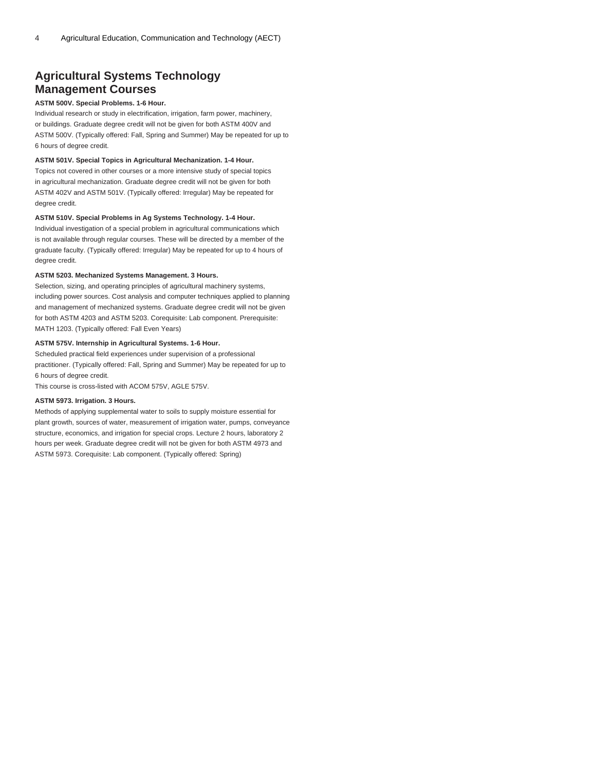## Agricultural Systems Technology Management Courses

**ASTM 500V. Special Problems. 1-6 Hour.**
Individual research or study in electrification, irrigation, farm power, machinery, or buildings. Graduate degree credit will not be given for both ASTM 400V and ASTM 500V. (Typically offered: Fall, Spring and Summer) May be repeated for up to 6 hours of degree credit.

**ASTM 501V. Special Topics in Agricultural Mechanization. 1-4 Hour.**
Topics not covered in other courses or a more intensive study of special topics in agricultural mechanization. Graduate degree credit will not be given for both ASTM 402V and ASTM 501V. (Typically offered: Irregular) May be repeated for degree credit.

**ASTM 510V. Special Problems in Ag Systems Technology. 1-4 Hour.**
Individual investigation of a special problem in agricultural communications which is not available through regular courses. These will be directed by a member of the graduate faculty. (Typically offered: Irregular) May be repeated for up to 4 hours of degree credit.

**ASTM 5203. Mechanized Systems Management. 3 Hours.**
Selection, sizing, and operating principles of agricultural machinery systems, including power sources. Cost analysis and computer techniques applied to planning and management of mechanized systems. Graduate degree credit will not be given for both ASTM 4203 and ASTM 5203. Corequisite: Lab component. Prerequisite: MATH 1203. (Typically offered: Fall Even Years)

**ASTM 575V. Internship in Agricultural Systems. 1-6 Hour.**
Scheduled practical field experiences under supervision of a professional practitioner. (Typically offered: Fall, Spring and Summer) May be repeated for up to 6 hours of degree credit.
This course is cross-listed with ACOM 575V, AGLE 575V.

**ASTM 5973. Irrigation. 3 Hours.**
Methods of applying supplemental water to soils to supply moisture essential for plant growth, sources of water, measurement of irrigation water, pumps, conveyance structure, economics, and irrigation for special crops. Lecture 2 hours, laboratory 2 hours per week. Graduate degree credit will not be given for both ASTM 4973 and ASTM 5973. Corequisite: Lab component. (Typically offered: Spring)